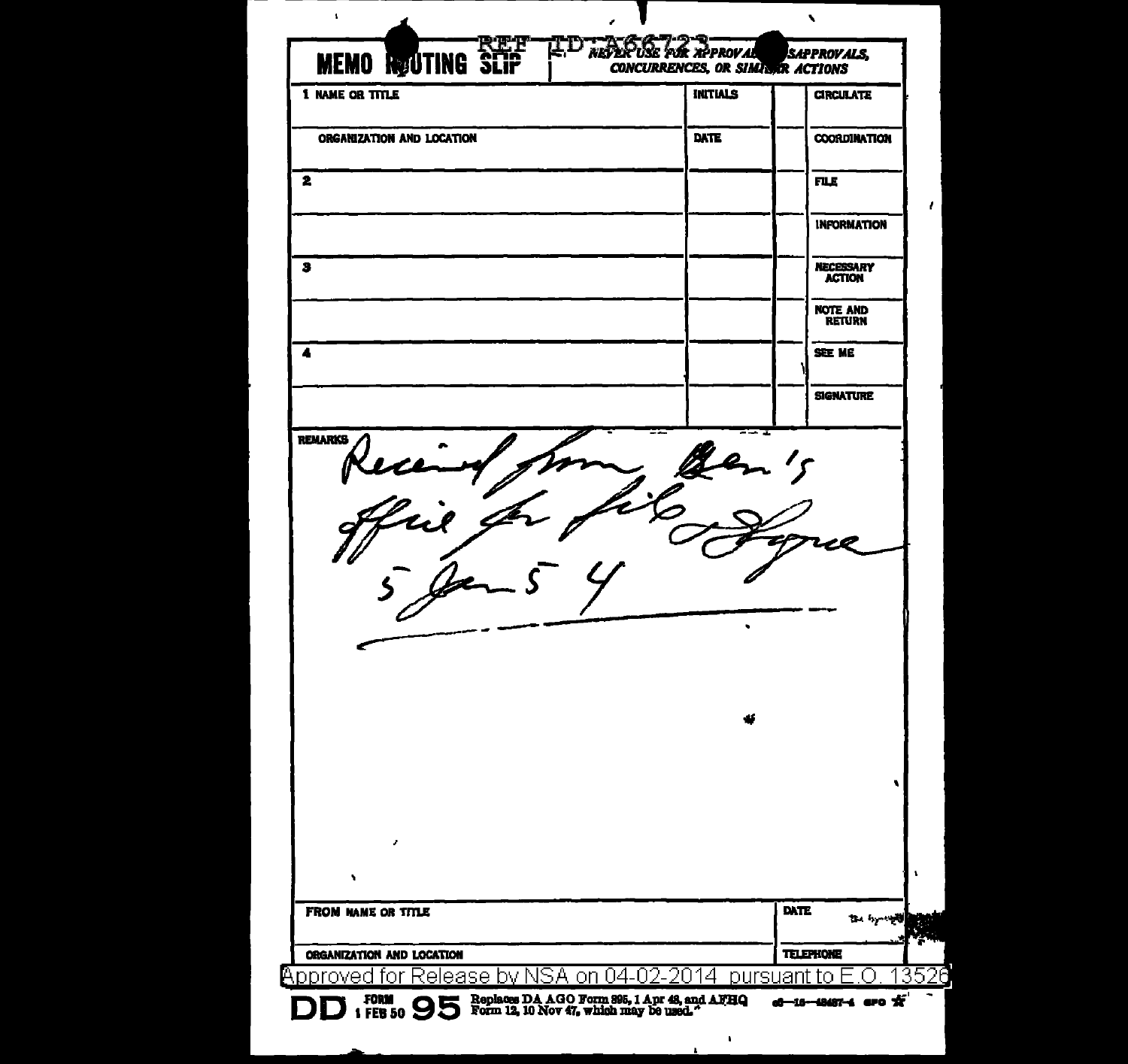# MEMO ROUTING SLIP

REF ID:A66723

*NEVER USE FOR APPROVALS, DISAPPROVALS, CONCURRENCES, OR SIMILAR ACTIONS*

| 1 NAME OR TITLE | INITIALS | | CIRCULATE |
|---|---|---|---|
| ORGANIZATION AND LOCATION | DATE | | COORDINATION |
| 2 | | | FILE |
| | | | INFORMATION |
| 3 | | | NECESSARY ACTION |
| | | | NOTE AND RETURN |
| 4 | | | SEE ME |
| | | | SIGNATURE |

REMARKS

Received from Gen's office for file. Friedman
5 Jan 54

| FROM NAME OR TITLE | DATE |
|---|---|
| ORGANIZATION AND LOCATION | TELEPHONE |

Approved for Release by NSA on 04-02-2014 pursuant to E.O. 13526

DD FORM 1 FEB 50 95 Replaces DA AGO Form 895, 1 Apr 48, and AFHQ Form 12, 10 Nov 47, which may be used.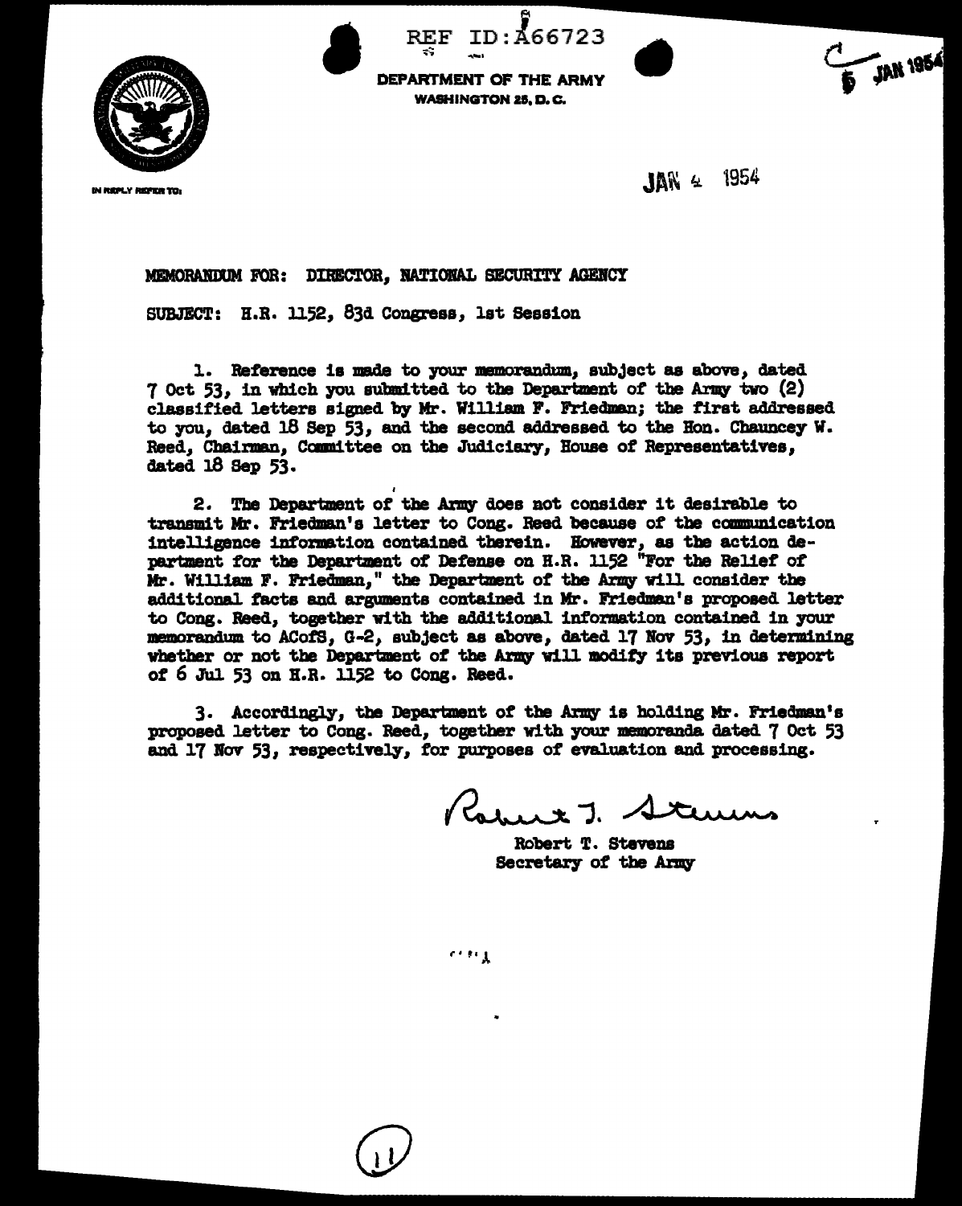REF ID:A66723

DEPARTMENT OF THE ARMY
WASHINGTON 25, D. C.

5 JAN 1954

IN REPLY REFER TO:

JAN 4 1954

MEMORANDUM FOR: DIRECTOR, NATIONAL SECURITY AGENCY

SUBJECT: H.R. 1152, 83d Congress, 1st Session

1. Reference is made to your memorandum, subject as above, dated 7 Oct 53, in which you submitted to the Department of the Army two (2) classified letters signed by Mr. William F. Friedman; the first addressed to you, dated 18 Sep 53, and the second addressed to the Hon. Chauncey W. Reed, Chairman, Committee on the Judiciary, House of Representatives, dated 18 Sep 53.

2. The Department of the Army does not consider it desirable to transmit Mr. Friedman's letter to Cong. Reed because of the communication intelligence information contained therein. However, as the action department for the Department of Defense on H.R. 1152 "For the Relief of Mr. William F. Friedman," the Department of the Army will consider the additional facts and arguments contained in Mr. Friedman's proposed letter to Cong. Reed, together with the additional information contained in your memorandum to ACofS, G-2, subject as above, dated 17 Nov 53, in determining whether or not the Department of the Army will modify its previous report of 6 Jul 53 on H.R. 1152 to Cong. Reed.

3. Accordingly, the Department of the Army is holding Mr. Friedman's proposed letter to Cong. Reed, together with your memoranda dated 7 Oct 53 and 17 Nov 53, respectively, for purposes of evaluation and processing.

Robert T. Stevens

Robert T. Stevens
Secretary of the Army